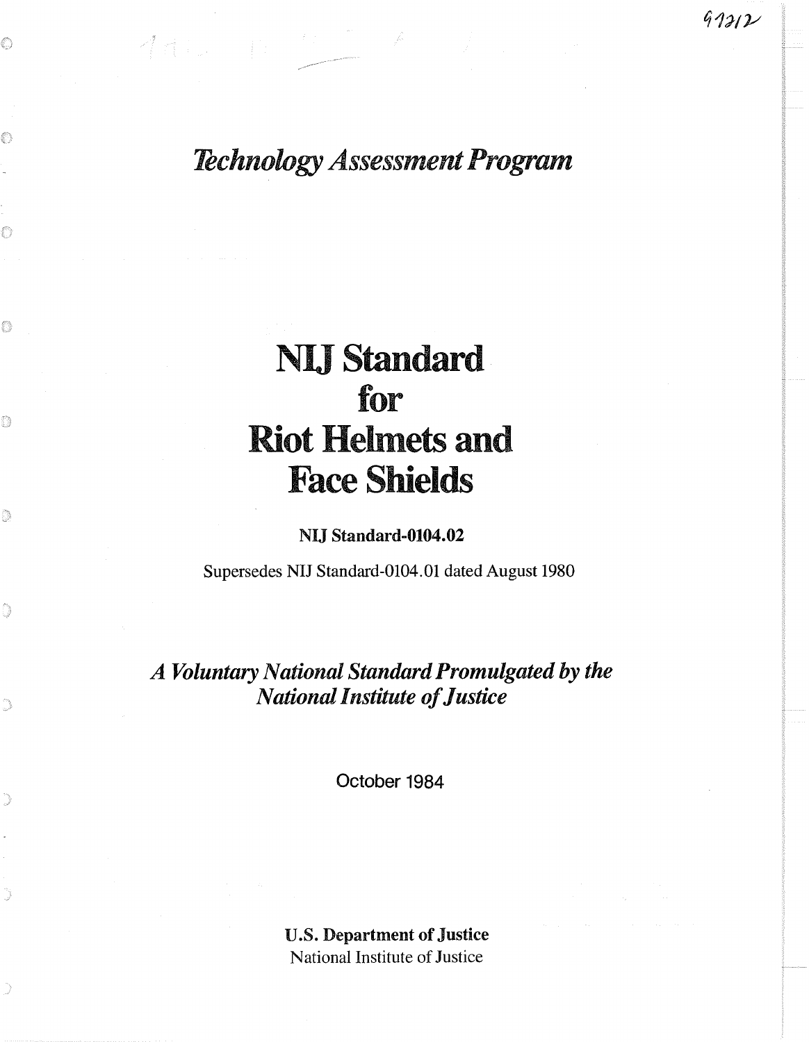97212

*Technology Assessment Program*

# NIJ Standard for Riot Helmets and Face Shields

**NIJ Standard-0104.02**

Supersedes NIJ Standard-0104.01 dated August 1980

***A Voluntary National Standard Promulgated by the National Institute of Justice***

October 1984

**U.S. Department of Justice**
National Institute of Justice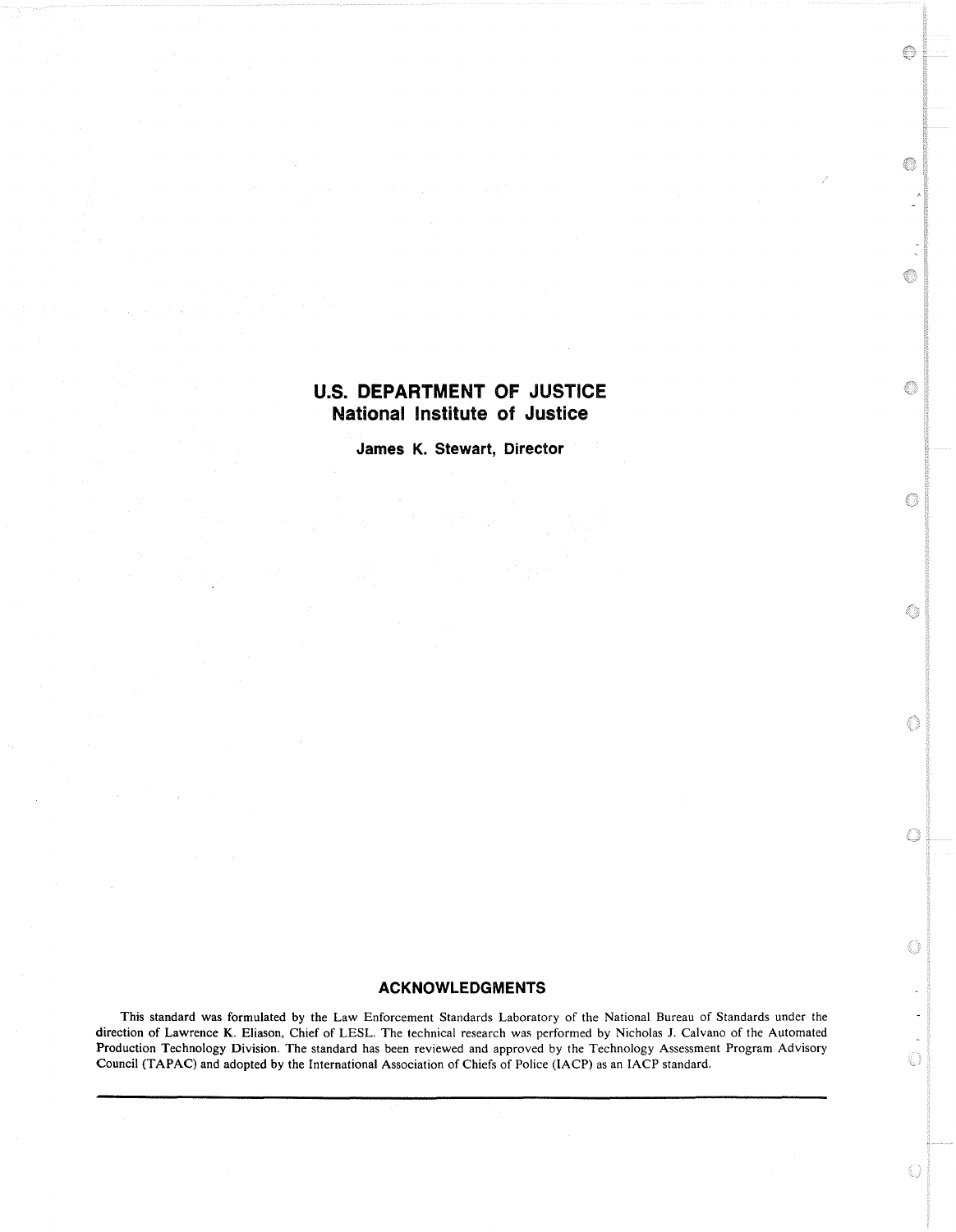# U.S. DEPARTMENT OF JUSTICE
## National Institute of Justice

**James K. Stewart, Director**

## ACKNOWLEDGMENTS

This standard was formulated by the Law Enforcement Standards Laboratory of the National Bureau of Standards under the direction of Lawrence K. Eliason, Chief of LESL. The technical research was performed by Nicholas J. Calvano of the Automated Production Technology Division. The standard has been reviewed and approved by the Technology Assessment Program Advisory Council (TAPAC) and adopted by the International Association of Chiefs of Police (IACP) as an IACP standard.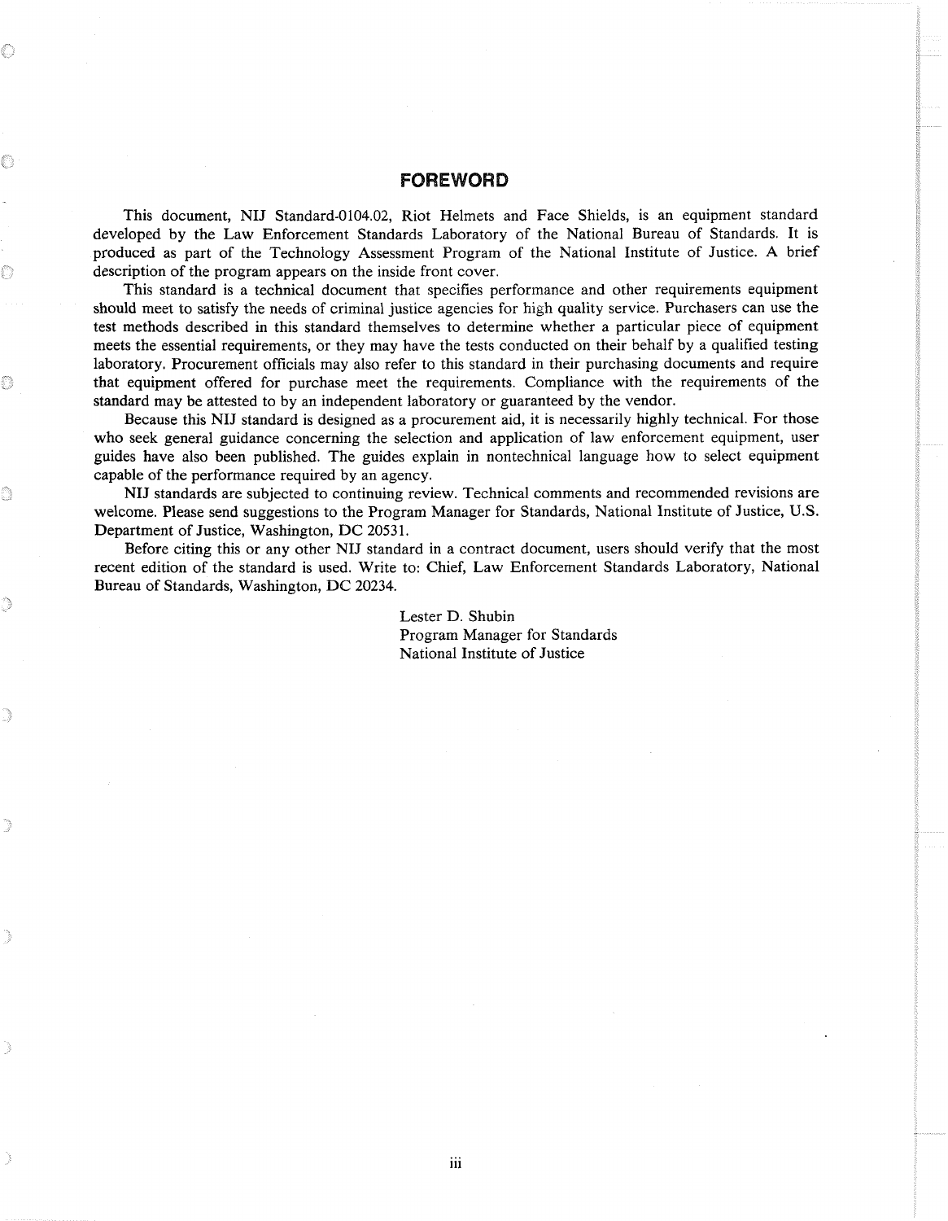# FOREWORD

This document, NIJ Standard-0104.02, Riot Helmets and Face Shields, is an equipment standard developed by the Law Enforcement Standards Laboratory of the National Bureau of Standards. It is produced as part of the Technology Assessment Program of the National Institute of Justice. A brief description of the program appears on the inside front cover.

This standard is a technical document that specifies performance and other requirements equipment should meet to satisfy the needs of criminal justice agencies for high quality service. Purchasers can use the test methods described in this standard themselves to determine whether a particular piece of equipment meets the essential requirements, or they may have the tests conducted on their behalf by a qualified testing laboratory. Procurement officials may also refer to this standard in their purchasing documents and require that equipment offered for purchase meet the requirements. Compliance with the requirements of the standard may be attested to by an independent laboratory or guaranteed by the vendor.

Because this NIJ standard is designed as a procurement aid, it is necessarily highly technical. For those who seek general guidance concerning the selection and application of law enforcement equipment, user guides have also been published. The guides explain in nontechnical language how to select equipment capable of the performance required by an agency.

NIJ standards are subjected to continuing review. Technical comments and recommended revisions are welcome. Please send suggestions to the Program Manager for Standards, National Institute of Justice, U.S. Department of Justice, Washington, DC 20531.

Before citing this or any other NIJ standard in a contract document, users should verify that the most recent edition of the standard is used. Write to: Chief, Law Enforcement Standards Laboratory, National Bureau of Standards, Washington, DC 20234.

Lester D. Shubin
Program Manager for Standards
National Institute of Justice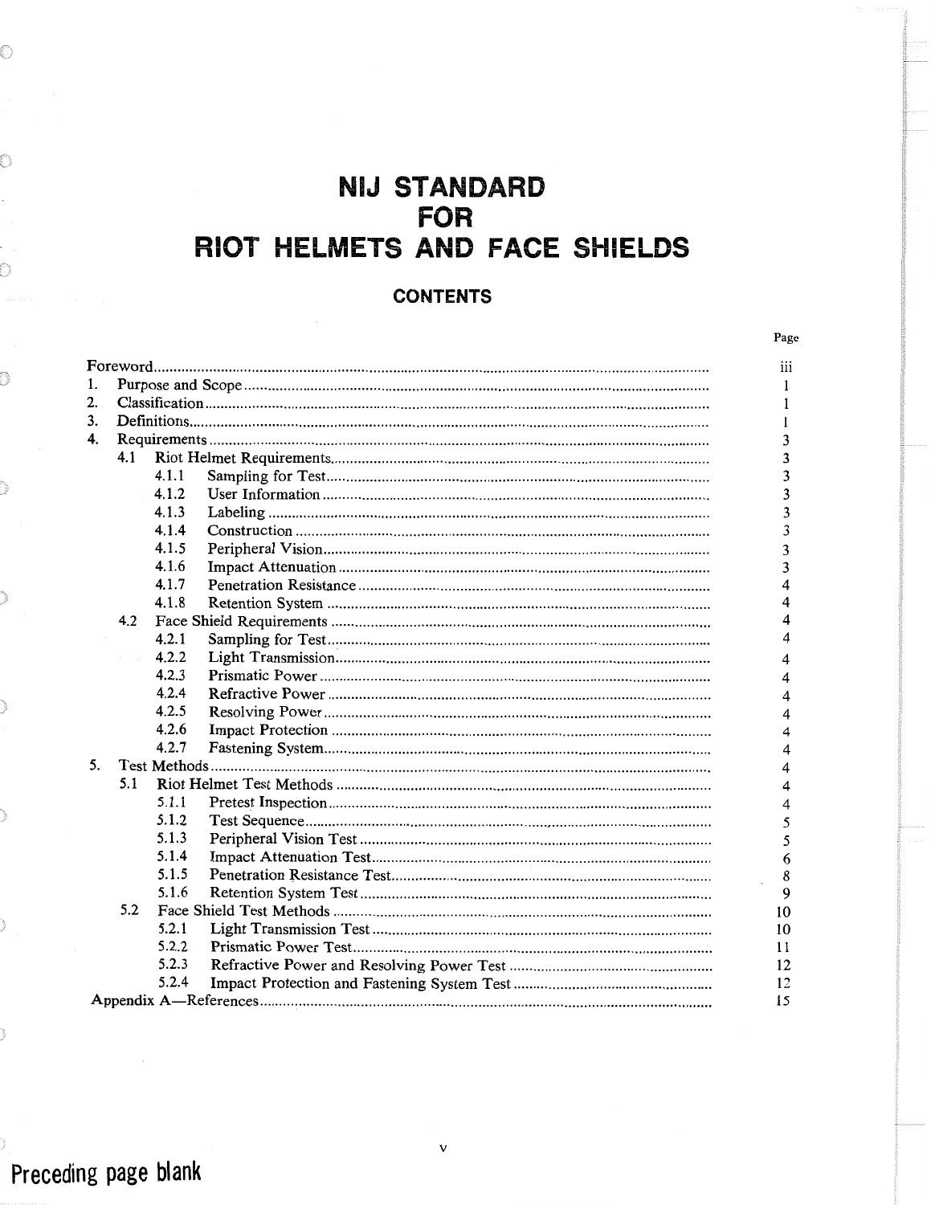# NIJ STANDARD FOR RIOT HELMETS AND FACE SHIELDS

## CONTENTS

| | Page |
|---|---|
| Foreword | iii |
| 1. Purpose and Scope | 1 |
| 2. Classification | 1 |
| 3. Definitions | 1 |
| 4. Requirements | 3 |
| 4.1 Riot Helmet Requirements | 3 |
| 4.1.1 Sampling for Test | 3 |
| 4.1.2 User Information | 3 |
| 4.1.3 Labeling | 3 |
| 4.1.4 Construction | 3 |
| 4.1.5 Peripheral Vision | 3 |
| 4.1.6 Impact Attenuation | 3 |
| 4.1.7 Penetration Resistance | 4 |
| 4.1.8 Retention System | 4 |
| 4.2 Face Shield Requirements | 4 |
| 4.2.1 Sampling for Test | 4 |
| 4.2.2 Light Transmission | 4 |
| 4.2.3 Prismatic Power | 4 |
| 4.2.4 Refractive Power | 4 |
| 4.2.5 Resolving Power | 4 |
| 4.2.6 Impact Protection | 4 |
| 4.2.7 Fastening System | 4 |
| 5. Test Methods | 4 |
| 5.1 Riot Helmet Test Methods | 4 |
| 5.1.1 Pretest Inspection | 4 |
| 5.1.2 Test Sequence | 5 |
| 5.1.3 Peripheral Vision Test | 5 |
| 5.1.4 Impact Attenuation Test | 6 |
| 5.1.5 Penetration Resistance Test | 8 |
| 5.1.6 Retention System Test | 9 |
| 5.2 Face Shield Test Methods | 10 |
| 5.2.1 Light Transmission Test | 10 |
| 5.2.2 Prismatic Power Test | 11 |
| 5.2.3 Refractive Power and Resolving Power Test | 12 |
| 5.2.4 Impact Protection and Fastening System Test | 12 |
| Appendix A—References | 15 |

Preceding page blank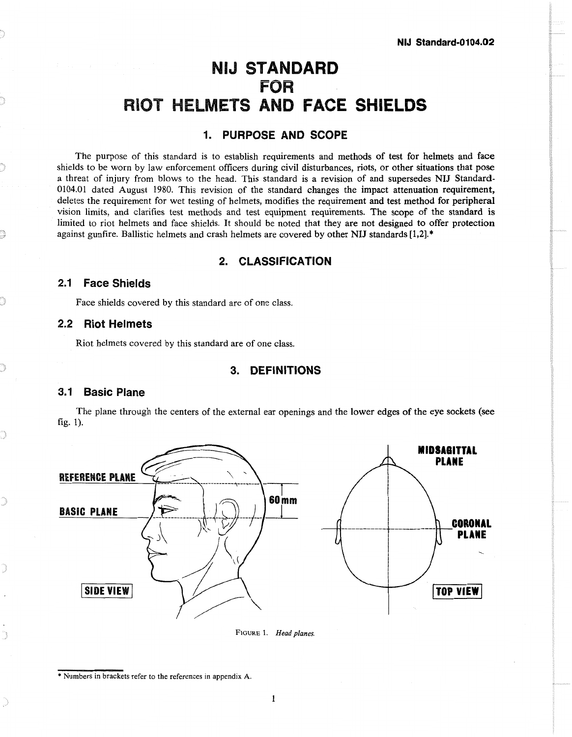# NIJ STANDARD FOR RIOT HELMETS AND FACE SHIELDS

## 1. PURPOSE AND SCOPE

The purpose of this standard is to establish requirements and methods of test for helmets and face shields to be worn by law enforcement officers during civil disturbances, riots, or other situations that pose a threat of injury from blows to the head. This standard is a revision of and supersedes NIJ Standard-0104.01 dated August 1980. This revision of the standard changes the impact attenuation requirement, deletes the requirement for wet testing of helmets, modifies the requirement and test method for peripheral vision limits, and clarifies test methods and test equipment requirements. The scope of the standard is limited to riot helmets and face shields. It should be noted that they are not designed to offer protection against gunfire. Ballistic helmets and crash helmets are covered by other NIJ standards [1,2].*

## 2. CLASSIFICATION

### 2.1 Face Shields

Face shields covered by this standard are of one class.

### 2.2 Riot Helmets

Riot helmets covered by this standard are of one class.

## 3. DEFINITIONS

### 3.1 Basic Plane

The plane through the centers of the external ear openings and the lower edges of the eye sockets (see fig. 1).

REFERENCE PLANE

BASIC PLANE

60 mm

SIDE VIEW

MIDSAGITTAL PLANE

CORONAL PLANE

TOP VIEW

FIGURE 1. *Head planes.*

* Numbers in brackets refer to the references in appendix A.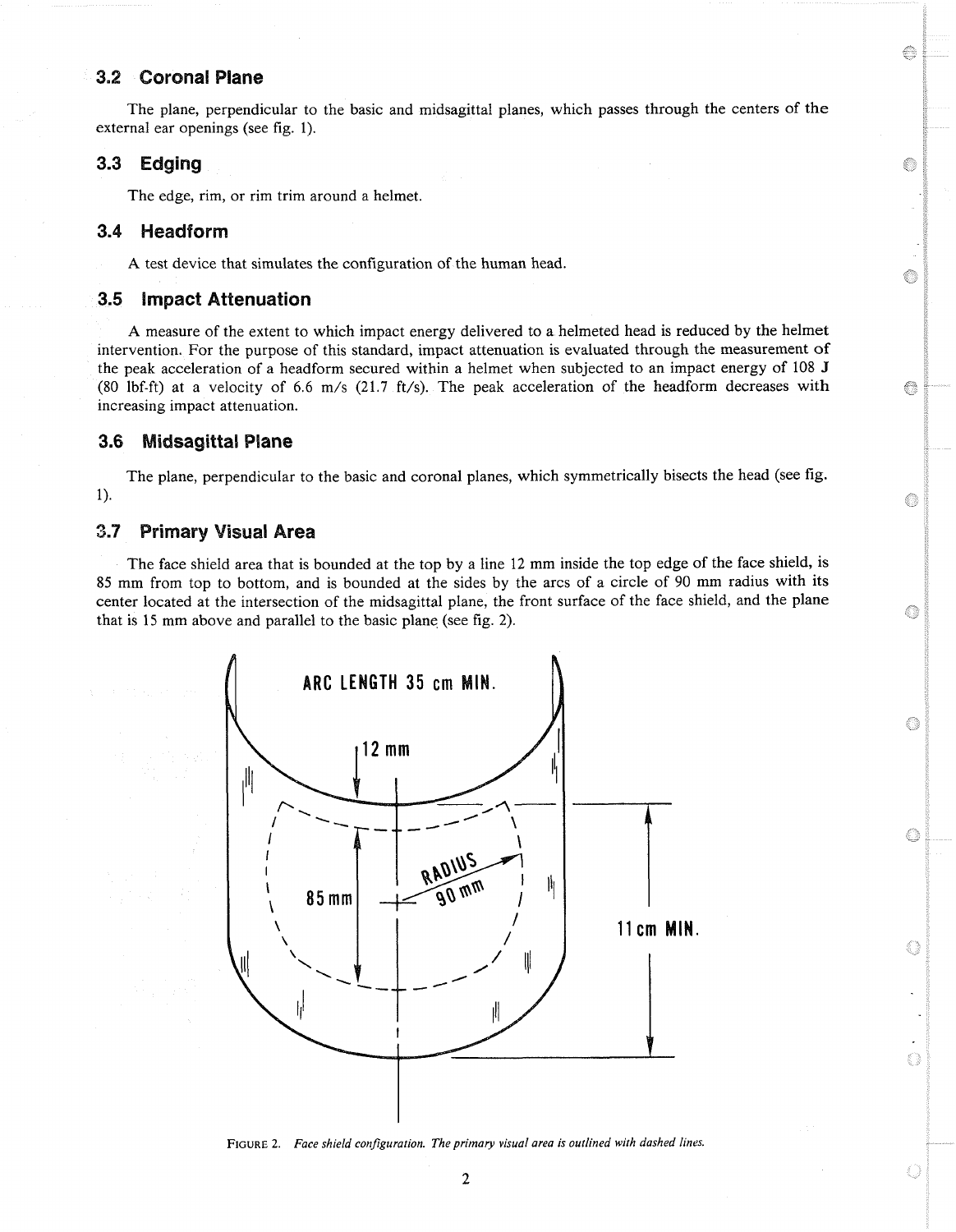## 3.2 Coronal Plane

The plane, perpendicular to the basic and midsagittal planes, which passes through the centers of the external ear openings (see fig. 1).

## 3.3 Edging

The edge, rim, or rim trim around a helmet.

## 3.4 Headform

A test device that simulates the configuration of the human head.

## 3.5 Impact Attenuation

A measure of the extent to which impact energy delivered to a helmeted head is reduced by the helmet intervention. For the purpose of this standard, impact attenuation is evaluated through the measurement of the peak acceleration of a headform secured within a helmet when subjected to an impact energy of 108 J (80 lbf-ft) at a velocity of 6.6 m/s (21.7 ft/s). The peak acceleration of the headform decreases with increasing impact attenuation.

## 3.6 Midsagittal Plane

The plane, perpendicular to the basic and coronal planes, which symmetrically bisects the head (see fig. 1).

## 3.7 Primary Visual Area

The face shield area that is bounded at the top by a line 12 mm inside the top edge of the face shield, is 85 mm from top to bottom, and is bounded at the sides by the arcs of a circle of 90 mm radius with its center located at the intersection of the midsagittal plane, the front surface of the face shield, and the plane that is 15 mm above and parallel to the basic plane (see fig. 2).

ARC LENGTH 35 cm MIN.

12 mm

85 mm

RADIUS 90 mm

11 cm MIN.

FIGURE 2. *Face shield configuration. The primary visual area is outlined with dashed lines.*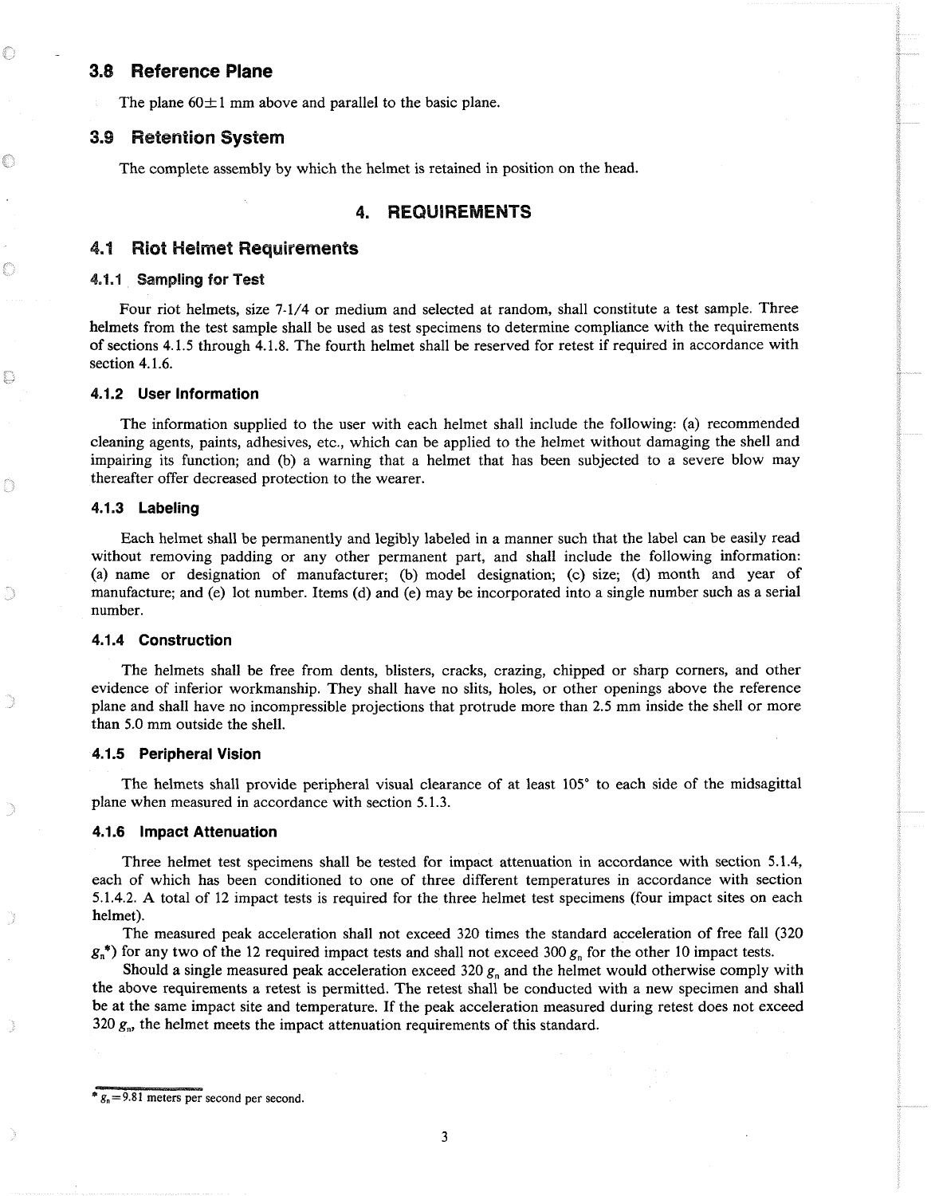## 3.8 Reference Plane

The plane 60±1 mm above and parallel to the basic plane.

## 3.9 Retention System

The complete assembly by which the helmet is retained in position on the head.

# 4. REQUIREMENTS

## 4.1 Riot Helmet Requirements

### 4.1.1 Sampling for Test

Four riot helmets, size 7-1/4 or medium and selected at random, shall constitute a test sample. Three helmets from the test sample shall be used as test specimens to determine compliance with the requirements of sections 4.1.5 through 4.1.8. The fourth helmet shall be reserved for retest if required in accordance with section 4.1.6.

### 4.1.2 User Information

The information supplied to the user with each helmet shall include the following: (a) recommended cleaning agents, paints, adhesives, etc., which can be applied to the helmet without damaging the shell and impairing its function; and (b) a warning that a helmet that has been subjected to a severe blow may thereafter offer decreased protection to the wearer.

### 4.1.3 Labeling

Each helmet shall be permanently and legibly labeled in a manner such that the label can be easily read without removing padding or any other permanent part, and shall include the following information: (a) name or designation of manufacturer; (b) model designation; (c) size; (d) month and year of manufacture; and (e) lot number. Items (d) and (e) may be incorporated into a single number such as a serial number.

### 4.1.4 Construction

The helmets shall be free from dents, blisters, cracks, crazing, chipped or sharp corners, and other evidence of inferior workmanship. They shall have no slits, holes, or other openings above the reference plane and shall have no incompressible projections that protrude more than 2.5 mm inside the shell or more than 5.0 mm outside the shell.

### 4.1.5 Peripheral Vision

The helmets shall provide peripheral visual clearance of at least 105° to each side of the midsagittal plane when measured in accordance with section 5.1.3.

### 4.1.6 Impact Attenuation

Three helmet test specimens shall be tested for impact attenuation in accordance with section 5.1.4, each of which has been conditioned to one of three different temperatures in accordance with section 5.1.4.2. A total of 12 impact tests is required for the three helmet test specimens (four impact sites on each helmet).

The measured peak acceleration shall not exceed 320 times the standard acceleration of free fall (320 $g_n$*) for any two of the 12 required impact tests and shall not exceed 300 $g_n$ for the other 10 impact tests.

Should a single measured peak acceleration exceed 320 $g_n$ and the helmet would otherwise comply with the above requirements a retest is permitted. The retest shall be conducted with a new specimen and shall be at the same impact site and temperature. If the peak acceleration measured during retest does not exceed 320 $g_n$, the helmet meets the impact attenuation requirements of this standard.

---

* $g_n$=9.81 meters per second per second.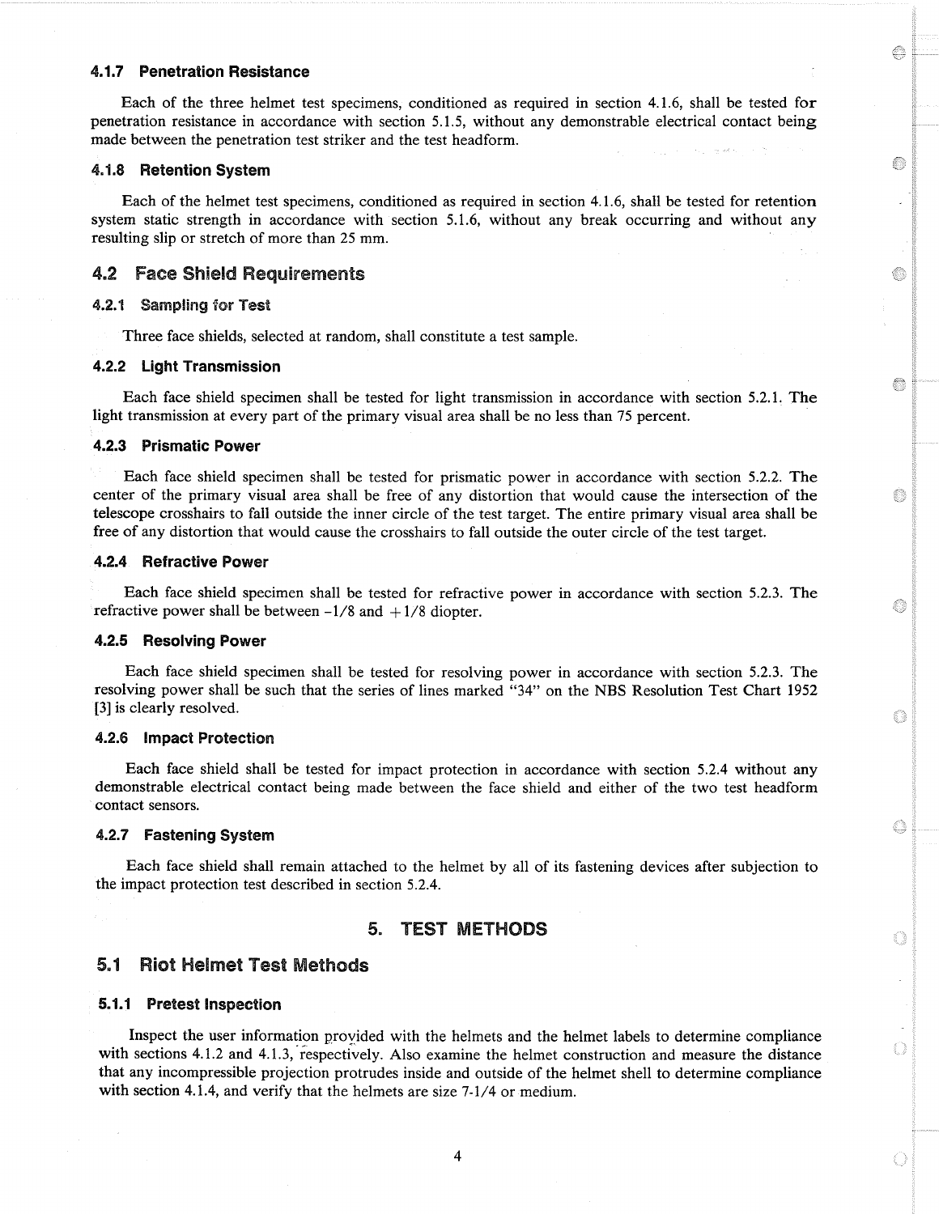#### 4.1.7 Penetration Resistance

Each of the three helmet test specimens, conditioned as required in section 4.1.6, shall be tested for penetration resistance in accordance with section 5.1.5, without any demonstrable electrical contact being made between the penetration test striker and the test headform.

#### 4.1.8 Retention System

Each of the helmet test specimens, conditioned as required in section 4.1.6, shall be tested for retention system static strength in accordance with section 5.1.6, without any break occurring and without any resulting slip or stretch of more than 25 mm.

### 4.2 Face Shield Requirements

#### 4.2.1 Sampling for Test

Three face shields, selected at random, shall constitute a test sample.

#### 4.2.2 Light Transmission

Each face shield specimen shall be tested for light transmission in accordance with section 5.2.1. The light transmission at every part of the primary visual area shall be no less than 75 percent.

#### 4.2.3 Prismatic Power

Each face shield specimen shall be tested for prismatic power in accordance with section 5.2.2. The center of the primary visual area shall be free of any distortion that would cause the intersection of the telescope crosshairs to fall outside the inner circle of the test target. The entire primary visual area shall be free of any distortion that would cause the crosshairs to fall outside the outer circle of the test target.

#### 4.2.4 Refractive Power

Each face shield specimen shall be tested for refractive power in accordance with section 5.2.3. The refractive power shall be between $-1/8$ and $+1/8$ diopter.

#### 4.2.5 Resolving Power

Each face shield specimen shall be tested for resolving power in accordance with section 5.2.3. The resolving power shall be such that the series of lines marked "34" on the NBS Resolution Test Chart 1952 [3] is clearly resolved.

#### 4.2.6 Impact Protection

Each face shield shall be tested for impact protection in accordance with section 5.2.4 without any demonstrable electrical contact being made between the face shield and either of the two test headform contact sensors.

#### 4.2.7 Fastening System

Each face shield shall remain attached to the helmet by all of its fastening devices after subjection to the impact protection test described in section 5.2.4.

## 5. TEST METHODS

### 5.1 Riot Helmet Test Methods

#### 5.1.1 Pretest Inspection

Inspect the user information provided with the helmets and the helmet labels to determine compliance with sections 4.1.2 and 4.1.3, respectively. Also examine the helmet construction and measure the distance that any incompressible projection protrudes inside and outside of the helmet shell to determine compliance with section 4.1.4, and verify that the helmets are size 7-1/4 or medium.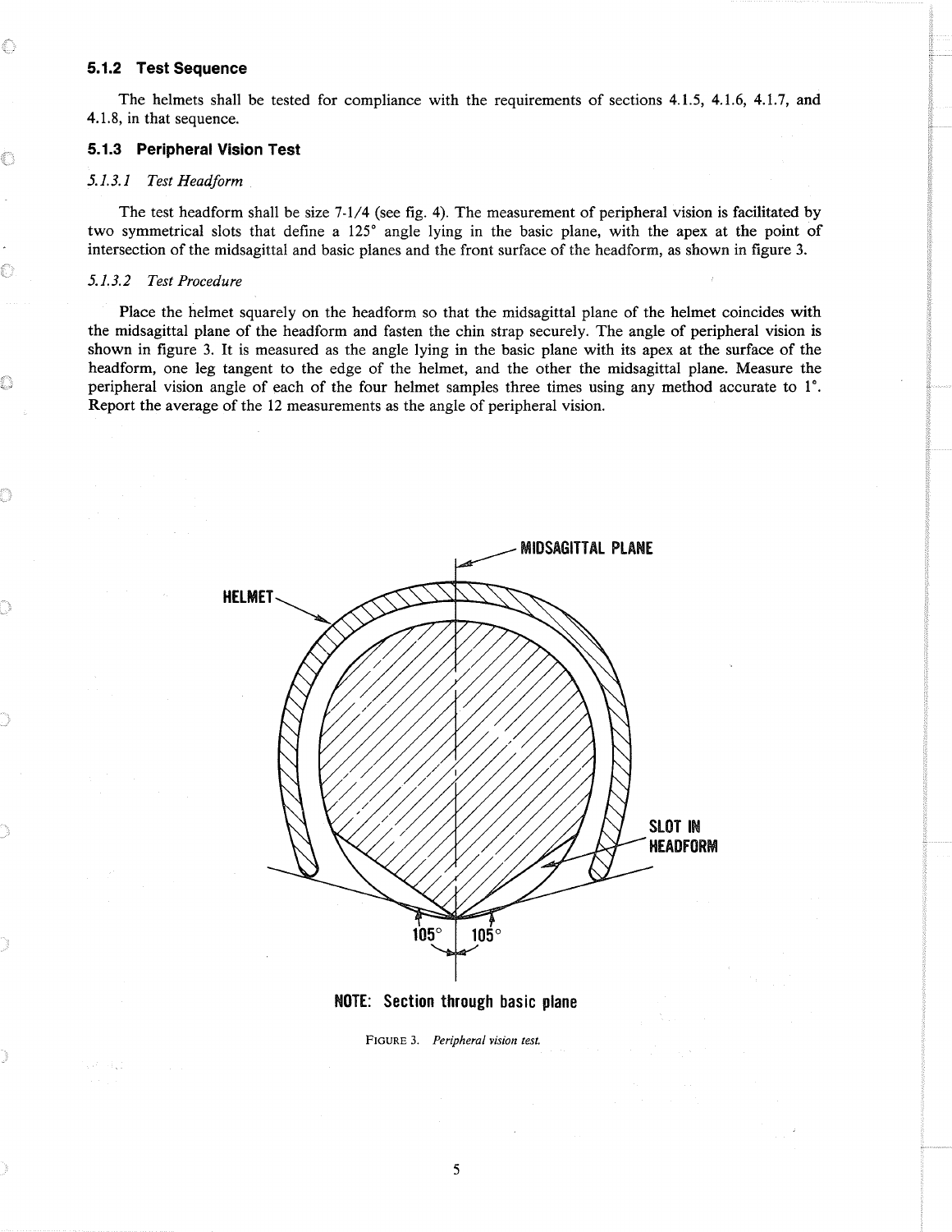### 5.1.2 Test Sequence

The helmets shall be tested for compliance with the requirements of sections 4.1.5, 4.1.6, 4.1.7, and 4.1.8, in that sequence.

### 5.1.3 Peripheral Vision Test

*5.1.3.1 Test Headform*

The test headform shall be size 7-1/4 (see fig. 4). The measurement of peripheral vision is facilitated by two symmetrical slots that define a 125° angle lying in the basic plane, with the apex at the point of intersection of the midsagittal and basic planes and the front surface of the headform, as shown in figure 3.

*5.1.3.2 Test Procedure*

Place the helmet squarely on the headform so that the midsagittal plane of the helmet coincides with the midsagittal plane of the headform and fasten the chin strap securely. The angle of peripheral vision is shown in figure 3. It is measured as the angle lying in the basic plane with its apex at the surface of the headform, one leg tangent to the edge of the helmet, and the other the midsagittal plane. Measure the peripheral vision angle of each of the four helmet samples three times using any method accurate to 1°. Report the average of the 12 measurements as the angle of peripheral vision.

MIDSAGITTAL PLANE

HELMET

SLOT IN HEADFORM

105° 105°

NOTE: Section through basic plane

FIGURE 3. *Peripheral vision test.*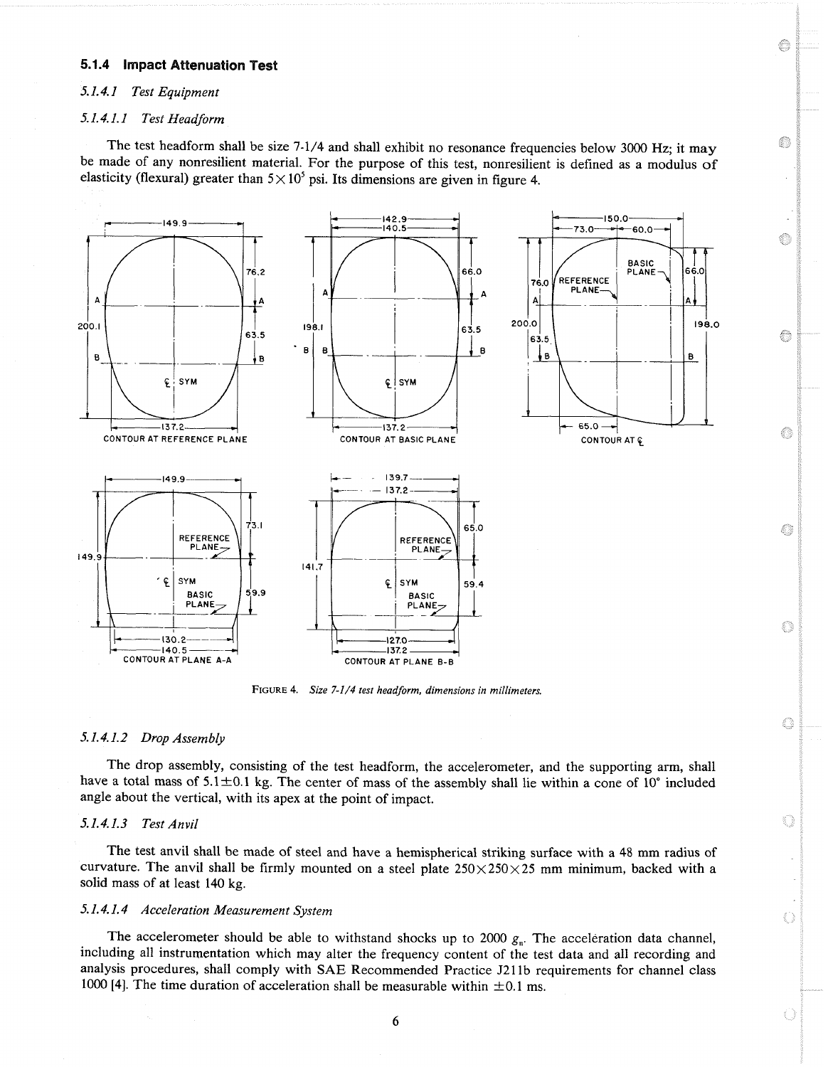### 5.1.4 Impact Attenuation Test

*5.1.4.1 Test Equipment*

*5.1.4.1.1 Test Headform*

The test headform shall be size 7-1/4 and shall exhibit no resonance frequencies below 3000 Hz; it may be made of any nonresilient material. For the purpose of this test, nonresilient is defined as a modulus of elasticity (flexural) greater than $5 \times 10^5$ psi. Its dimensions are given in figure 4.

FIGURE 4. *Size 7-1/4 test headform, dimensions in millimeters.*

*5.1.4.1.2 Drop Assembly*

The drop assembly, consisting of the test headform, the accelerometer, and the supporting arm, shall have a total mass of $5.1 \pm 0.1$ kg. The center of mass of the assembly shall lie within a cone of 10° included angle about the vertical, with its apex at the point of impact.

*5.1.4.1.3 Test Anvil*

The test anvil shall be made of steel and have a hemispherical striking surface with a 48 mm radius of curvature. The anvil shall be firmly mounted on a steel plate $250 \times 250 \times 25$ mm minimum, backed with a solid mass of at least 140 kg.

*5.1.4.1.4 Acceleration Measurement System*

The accelerometer should be able to withstand shocks up to 2000 $g_n$. The acceleration data channel, including all instrumentation which may alter the frequency content of the test data and all recording and analysis procedures, shall comply with SAE Recommended Practice J211b requirements for channel class 1000 [4]. The time duration of acceleration shall be measurable within $\pm 0.1$ ms.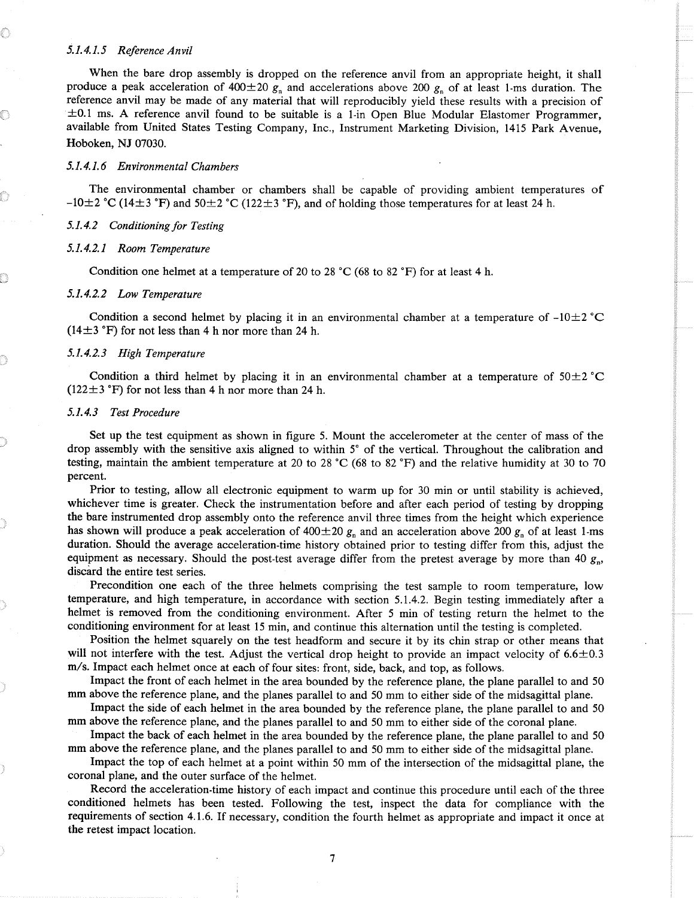#### *5.1.4.1.5 Reference Anvil*

When the bare drop assembly is dropped on the reference anvil from an appropriate height, it shall produce a peak acceleration of 400±20 $g_n$ and accelerations above 200 $g_n$ of at least 1-ms duration. The reference anvil may be made of any material that will reproducibly yield these results with a precision of ±0.1 ms. A reference anvil found to be suitable is a 1-in Open Blue Modular Elastomer Programmer, available from United States Testing Company, Inc., Instrument Marketing Division, 1415 Park Avenue, Hoboken, NJ 07030.

#### *5.1.4.1.6 Environmental Chambers*

The environmental chamber or chambers shall be capable of providing ambient temperatures of -10±2 °C (14±3 °F) and 50±2 °C (122±3 °F), and of holding those temperatures for at least 24 h.

### *5.1.4.2 Conditioning for Testing*

#### *5.1.4.2.1 Room Temperature*

Condition one helmet at a temperature of 20 to 28 °C (68 to 82 °F) for at least 4 h.

#### *5.1.4.2.2 Low Temperature*

Condition a second helmet by placing it in an environmental chamber at a temperature of -10±2 °C (14±3 °F) for not less than 4 h nor more than 24 h.

#### *5.1.4.2.3 High Temperature*

Condition a third helmet by placing it in an environmental chamber at a temperature of 50±2 °C (122±3 °F) for not less than 4 h nor more than 24 h.

### *5.1.4.3 Test Procedure*

Set up the test equipment as shown in figure 5. Mount the accelerometer at the center of mass of the drop assembly with the sensitive axis aligned to within 5° of the vertical. Throughout the calibration and testing, maintain the ambient temperature at 20 to 28 °C (68 to 82 °F) and the relative humidity at 30 to 70 percent.

Prior to testing, allow all electronic equipment to warm up for 30 min or until stability is achieved, whichever time is greater. Check the instrumentation before and after each period of testing by dropping the bare instrumented drop assembly onto the reference anvil three times from the height which experience has shown will produce a peak acceleration of 400±20 $g_n$ and an acceleration above 200 $g_n$ of at least 1-ms duration. Should the average acceleration-time history obtained prior to testing differ from this, adjust the equipment as necessary. Should the post-test average differ from the pretest average by more than 40 $g_n$, discard the entire test series.

Precondition one each of the three helmets comprising the test sample to room temperature, low temperature, and high temperature, in accordance with section 5.1.4.2. Begin testing immediately after a helmet is removed from the conditioning environment. After 5 min of testing return the helmet to the conditioning environment for at least 15 min, and continue this alternation until the testing is completed.

Position the helmet squarely on the test headform and secure it by its chin strap or other means that will not interfere with the test. Adjust the vertical drop height to provide an impact velocity of 6.6±0.3 m/s. Impact each helmet once at each of four sites: front, side, back, and top, as follows.

Impact the front of each helmet in the area bounded by the reference plane, the plane parallel to and 50 mm above the reference plane, and the planes parallel to and 50 mm to either side of the midsagittal plane.

Impact the side of each helmet in the area bounded by the reference plane, the plane parallel to and 50 mm above the reference plane, and the planes parallel to and 50 mm to either side of the coronal plane.

Impact the back of each helmet in the area bounded by the reference plane, the plane parallel to and 50 mm above the reference plane, and the planes parallel to and 50 mm to either side of the midsagittal plane.

Impact the top of each helmet at a point within 50 mm of the intersection of the midsagittal plane, the coronal plane, and the outer surface of the helmet.

Record the acceleration-time history of each impact and continue this procedure until each of the three conditioned helmets has been tested. Following the test, inspect the data for compliance with the requirements of section 4.1.6. If necessary, condition the fourth helmet as appropriate and impact it once at the retest impact location.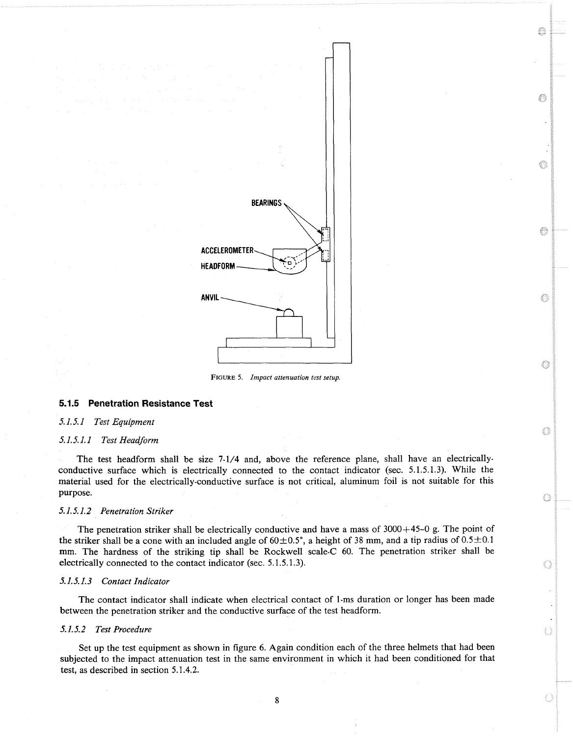BEARINGS

ACCELEROMETER

HEADFORM

ANVIL

FIGURE 5. *Impact attenuation test setup.*

### 5.1.5 Penetration Resistance Test

*5.1.5.1 Test Equipment*

*5.1.5.1.1 Test Headform*

The test headform shall be size 7-1/4 and, above the reference plane, shall have an electrically-conductive surface which is electrically connected to the contact indicator (sec. 5.1.5.1.3). While the material used for the electrically-conductive surface is not critical, aluminum foil is not suitable for this purpose.

*5.1.5.1.2 Penetration Striker*

The penetration striker shall be electrically conductive and have a mass of $3000+45-0$ g. The point of the striker shall be a cone with an included angle of $60\pm0.5°$, a height of 38 mm, and a tip radius of $0.5\pm0.1$ mm. The hardness of the striking tip shall be Rockwell scale-C 60. The penetration striker shall be electrically connected to the contact indicator (sec. 5.1.5.1.3).

*5.1.5.1.3 Contact Indicator*

The contact indicator shall indicate when electrical contact of 1-ms duration or longer has been made between the penetration striker and the conductive surface of the test headform.

*5.1.5.2 Test Procedure*

Set up the test equipment as shown in figure 6. Again condition each of the three helmets that had been subjected to the impact attenuation test in the same environment in which it had been conditioned for that test, as described in section 5.1.4.2.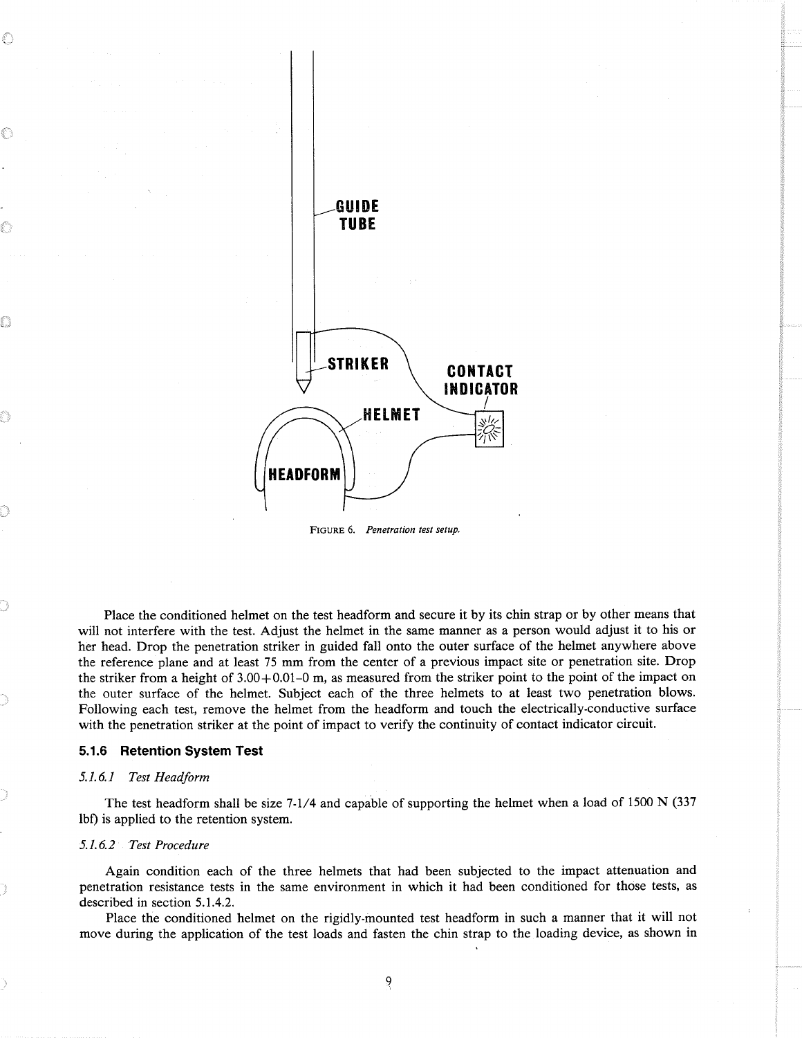FIGURE 6. *Penetration test setup.*

Place the conditioned helmet on the test headform and secure it by its chin strap or by other means that will not interfere with the test. Adjust the helmet in the same manner as a person would adjust it to his or her head. Drop the penetration striker in guided fall onto the outer surface of the helmet anywhere above the reference plane and at least 75 mm from the center of a previous impact site or penetration site. Drop the striker from a height of 3.00+0.01–0 m, as measured from the striker point to the point of the impact on the outer surface of the helmet. Subject each of the three helmets to at least two penetration blows. Following each test, remove the helmet from the headform and touch the electrically-conductive surface with the penetration striker at the point of impact to verify the continuity of contact indicator circuit.

### 5.1.6 Retention System Test

*5.1.6.1 Test Headform*

The test headform shall be size 7-1/4 and capable of supporting the helmet when a load of 1500 N (337 lbf) is applied to the retention system.

*5.1.6.2 Test Procedure*

Again condition each of the three helmets that had been subjected to the impact attenuation and penetration resistance tests in the same environment in which it had been conditioned for those tests, as described in section 5.1.4.2.

Place the conditioned helmet on the rigidly-mounted test headform in such a manner that it will not move during the application of the test loads and fasten the chin strap to the loading device, as shown in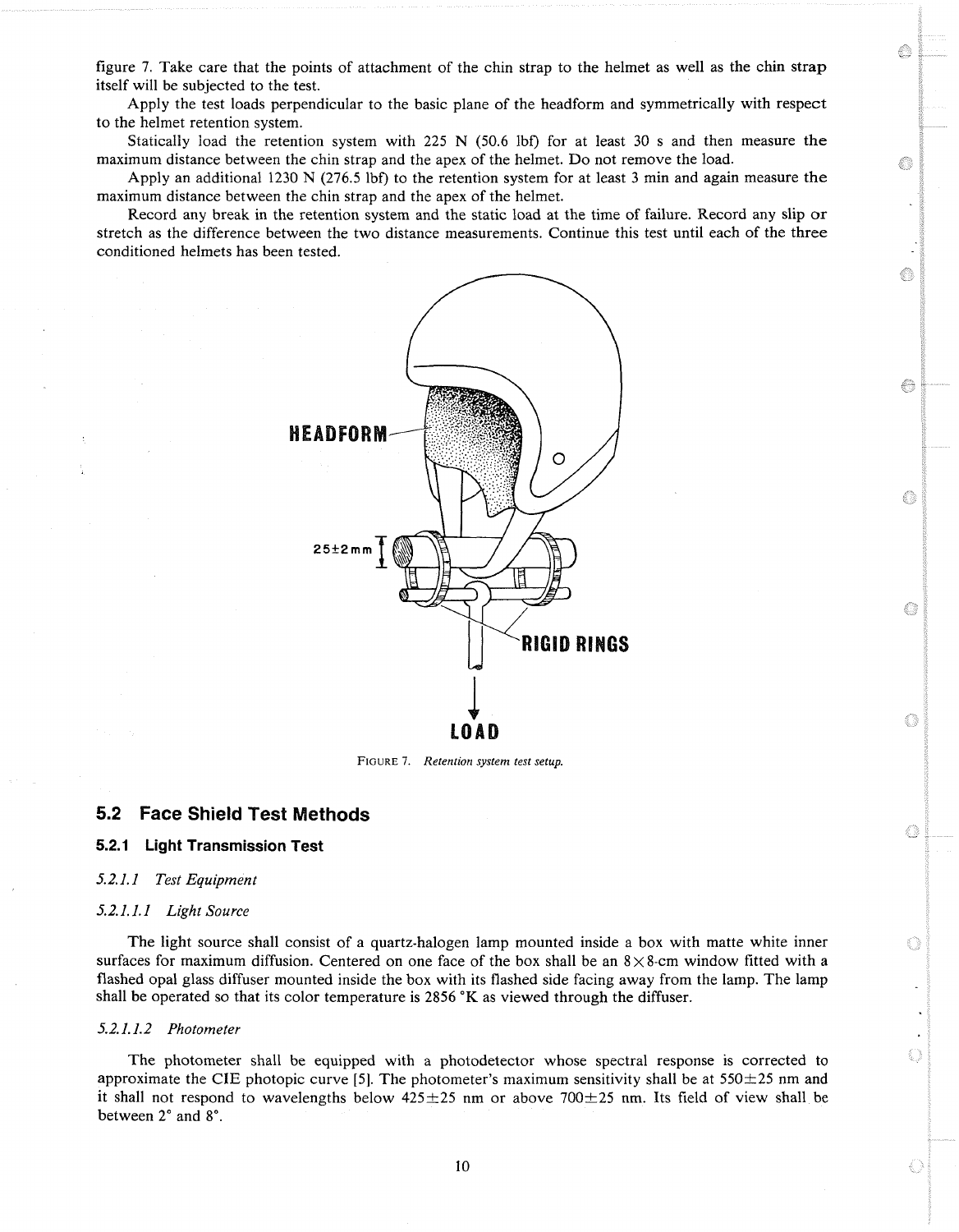figure 7. Take care that the points of attachment of the chin strap to the helmet as well as the chin strap itself will be subjected to the test.

Apply the test loads perpendicular to the basic plane of the headform and symmetrically with respect to the helmet retention system.

Statically load the retention system with 225 N (50.6 lbf) for at least 30 s and then measure the maximum distance between the chin strap and the apex of the helmet. Do not remove the load.

Apply an additional 1230 N (276.5 lbf) to the retention system for at least 3 min and again measure the maximum distance between the chin strap and the apex of the helmet.

Record any break in the retention system and the static load at the time of failure. Record any slip or stretch as the difference between the two distance measurements. Continue this test until each of the three conditioned helmets has been tested.

FIGURE 7. *Retention system test setup.*

## 5.2 Face Shield Test Methods

### 5.2.1 Light Transmission Test

*5.2.1.1 Test Equipment*

*5.2.1.1.1 Light Source*

The light source shall consist of a quartz-halogen lamp mounted inside a box with matte white inner surfaces for maximum diffusion. Centered on one face of the box shall be an 8×8-cm window fitted with a flashed opal glass diffuser mounted inside the box with its flashed side facing away from the lamp. The lamp shall be operated so that its color temperature is 2856 °K as viewed through the diffuser.

*5.2.1.1.2 Photometer*

The photometer shall be equipped with a photodetector whose spectral response is corrected to approximate the CIE photopic curve [5]. The photometer's maximum sensitivity shall be at 550±25 nm and it shall not respond to wavelengths below 425±25 nm or above 700±25 nm. Its field of view shall be between 2° and 8°.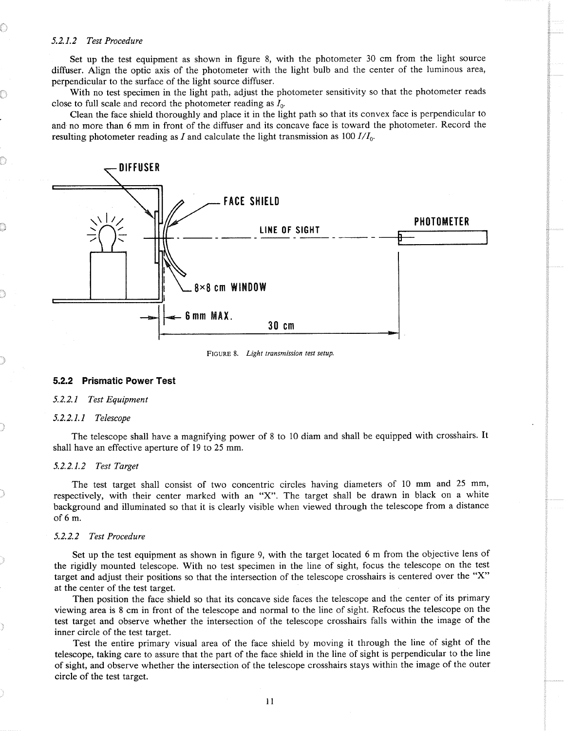*5.2.1.2 Test Procedure*

Set up the test equipment as shown in figure 8, with the photometer 30 cm from the light source diffuser. Align the optic axis of the photometer with the light bulb and the center of the luminous area, perpendicular to the surface of the light source diffuser.

With no test specimen in the light path, adjust the photometer sensitivity so that the photometer reads close to full scale and record the photometer reading as $I_0$.

Clean the face shield thoroughly and place it in the light path so that its convex face is perpendicular to and no more than 6 mm in front of the diffuser and its concave face is toward the photometer. Record the resulting photometer reading as $I$ and calculate the light transmission as $100\ I/I_0$.

FIGURE 8. *Light transmission test setup.*

### 5.2.2 Prismatic Power Test

*5.2.2.1 Test Equipment*

*5.2.2.1.1 Telescope*

The telescope shall have a magnifying power of 8 to 10 diam and shall be equipped with crosshairs. It shall have an effective aperture of 19 to 25 mm.

*5.2.2.1.2 Test Target*

The test target shall consist of two concentric circles having diameters of 10 mm and 25 mm, respectively, with their center marked with an "X". The target shall be drawn in black on a white background and illuminated so that it is clearly visible when viewed through the telescope from a distance of 6 m.

*5.2.2.2 Test Procedure*

Set up the test equipment as shown in figure 9, with the target located 6 m from the objective lens of the rigidly mounted telescope. With no test specimen in the line of sight, focus the telescope on the test target and adjust their positions so that the intersection of the telescope crosshairs is centered over the "X" at the center of the test target.

Then position the face shield so that its concave side faces the telescope and the center of its primary viewing area is 8 cm in front of the telescope and normal to the line of sight. Refocus the telescope on the test target and observe whether the intersection of the telescope crosshairs falls within the image of the inner circle of the test target.

Test the entire primary visual area of the face shield by moving it through the line of sight of the telescope, taking care to assure that the part of the face shield in the line of sight is perpendicular to the line of sight, and observe whether the intersection of the telescope crosshairs stays within the image of the outer circle of the test target.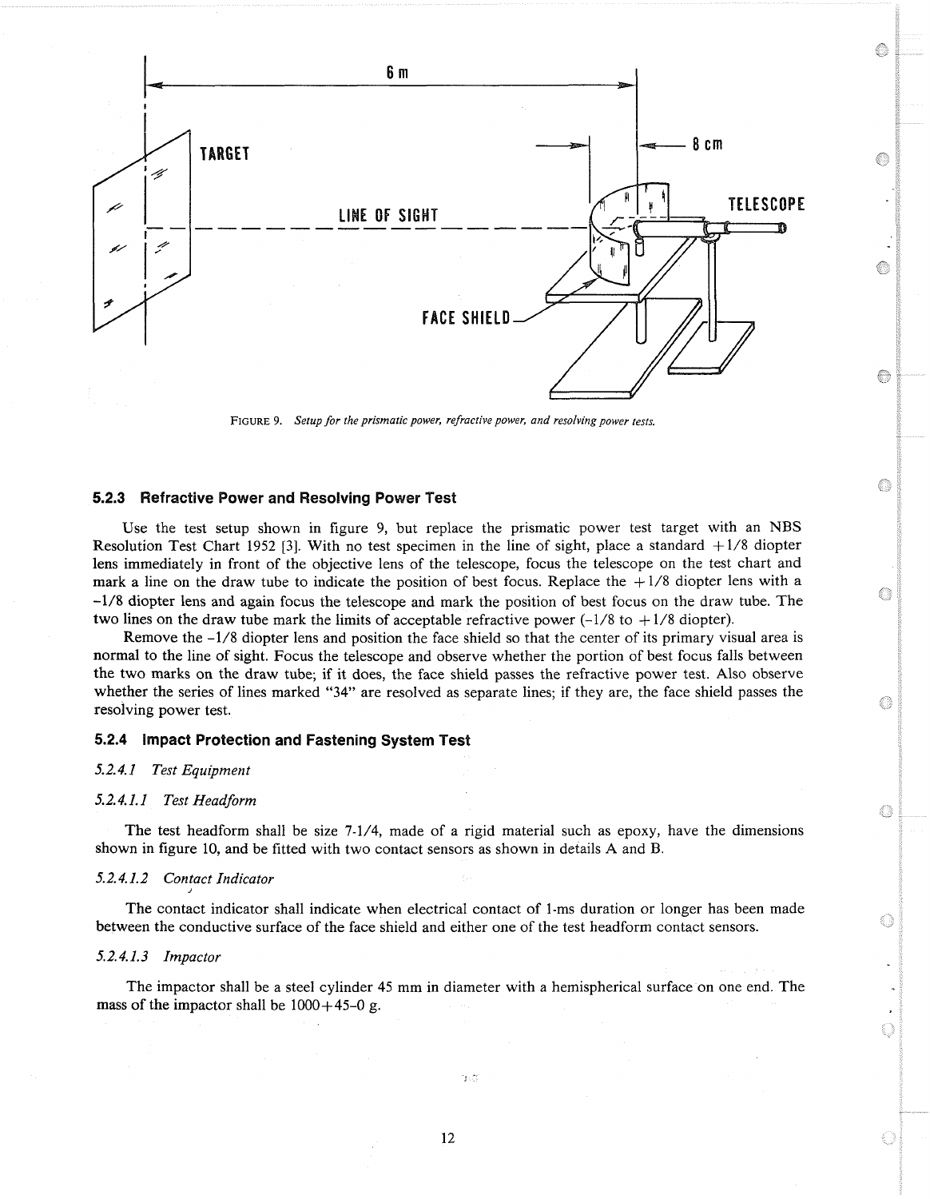FIGURE 9. *Setup for the prismatic power, refractive power, and resolving power tests.*

### 5.2.3 Refractive Power and Resolving Power Test

Use the test setup shown in figure 9, but replace the prismatic power test target with an NBS Resolution Test Chart 1952 [3]. With no test specimen in the line of sight, place a standard +1/8 diopter lens immediately in front of the objective lens of the telescope, focus the telescope on the test chart and mark a line on the draw tube to indicate the position of best focus. Replace the +1/8 diopter lens with a -1/8 diopter lens and again focus the telescope and mark the position of best focus on the draw tube. The two lines on the draw tube mark the limits of acceptable refractive power (-1/8 to +1/8 diopter).

Remove the -1/8 diopter lens and position the face shield so that the center of its primary visual area is normal to the line of sight. Focus the telescope and observe whether the portion of best focus falls between the two marks on the draw tube; if it does, the face shield passes the refractive power test. Also observe whether the series of lines marked "34" are resolved as separate lines; if they are, the face shield passes the resolving power test.

### 5.2.4 Impact Protection and Fastening System Test

*5.2.4.1 Test Equipment*

*5.2.4.1.1 Test Headform*

The test headform shall be size 7-1/4, made of a rigid material such as epoxy, have the dimensions shown in figure 10, and be fitted with two contact sensors as shown in details A and B.

*5.2.4.1.2 Contact Indicator*

The contact indicator shall indicate when electrical contact of 1-ms duration or longer has been made between the conductive surface of the face shield and either one of the test headform contact sensors.

*5.2.4.1.3 Impactor*

The impactor shall be a steel cylinder 45 mm in diameter with a hemispherical surface on one end. The mass of the impactor shall be 1000+45-0 g.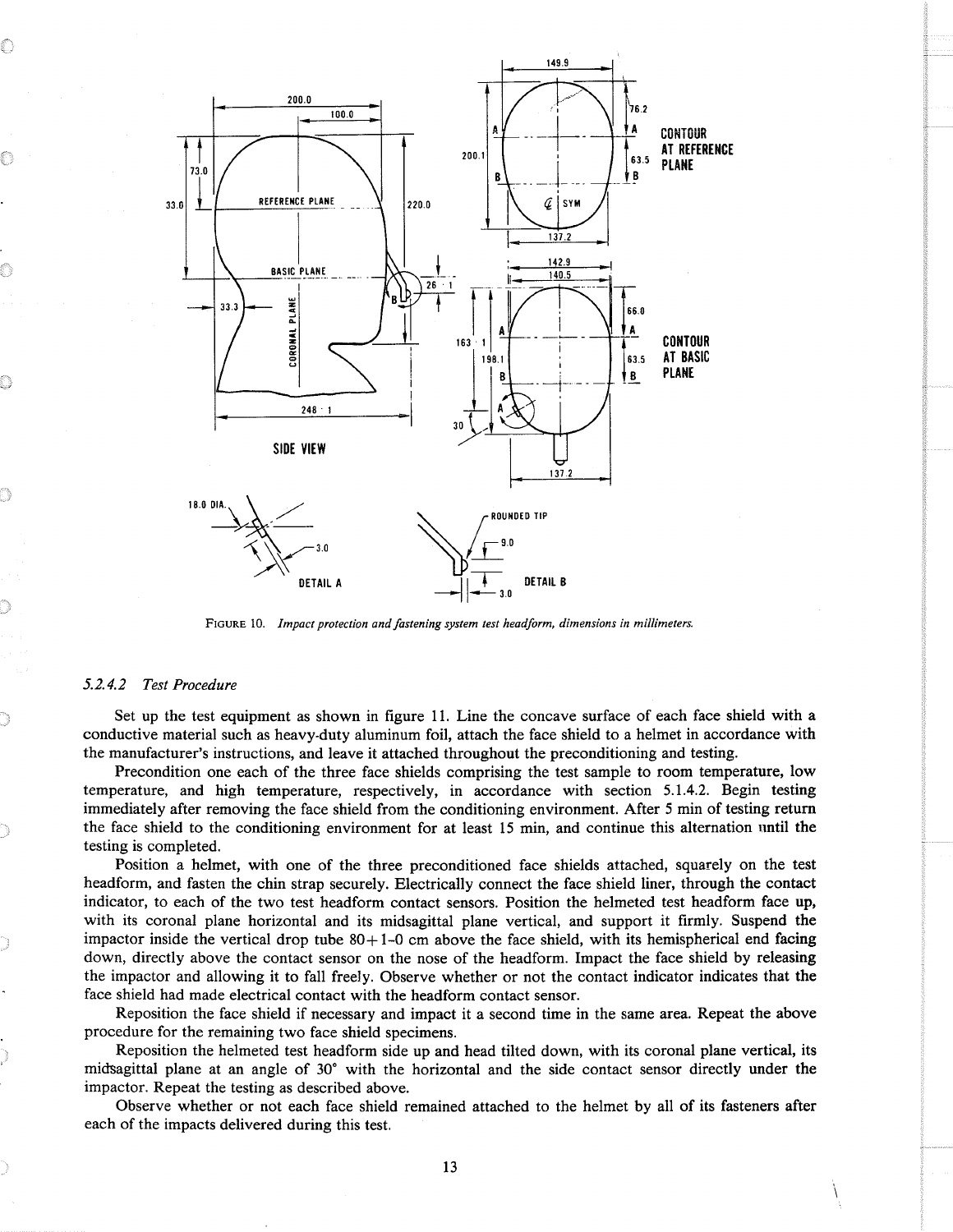FIGURE 10. *Impact protection and fastening system test headform, dimensions in millimeters.*

### *5.2.4.2 Test Procedure*

Set up the test equipment as shown in figure 11. Line the concave surface of each face shield with a conductive material such as heavy-duty aluminum foil, attach the face shield to a helmet in accordance with the manufacturer's instructions, and leave it attached throughout the preconditioning and testing.

Precondition one each of the three face shields comprising the test sample to room temperature, low temperature, and high temperature, respectively, in accordance with section 5.1.4.2. Begin testing immediately after removing the face shield from the conditioning environment. After 5 min of testing return the face shield to the conditioning environment for at least 15 min, and continue this alternation until the testing is completed.

Position a helmet, with one of the three preconditioned face shields attached, squarely on the test headform, and fasten the chin strap securely. Electrically connect the face shield liner, through the contact indicator, to each of the two test headform contact sensors. Position the helmeted test headform face up, with its coronal plane horizontal and its midsagittal plane vertical, and support it firmly. Suspend the impactor inside the vertical drop tube 80+1-0 cm above the face shield, with its hemispherical end facing down, directly above the contact sensor on the nose of the headform. Impact the face shield by releasing the impactor and allowing it to fall freely. Observe whether or not the contact indicator indicates that the face shield had made electrical contact with the headform contact sensor.

Reposition the face shield if necessary and impact it a second time in the same area. Repeat the above procedure for the remaining two face shield specimens.

Reposition the helmeted test headform side up and head tilted down, with its coronal plane vertical, its midsagittal plane at an angle of 30° with the horizontal and the side contact sensor directly under the impactor. Repeat the testing as described above.

Observe whether or not each face shield remained attached to the helmet by all of its fasteners after each of the impacts delivered during this test.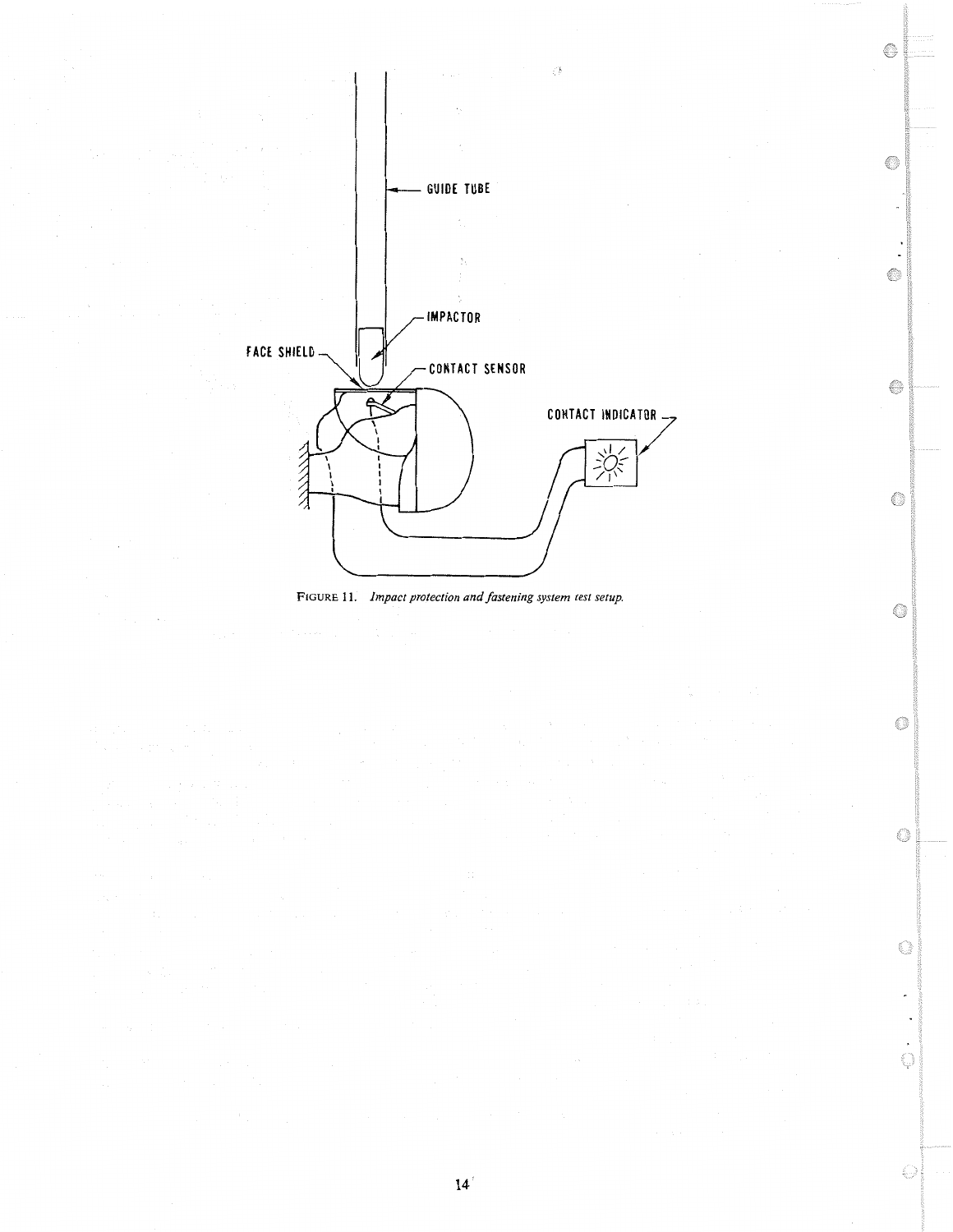FIGURE 11. *Impact protection and fastening system test setup.*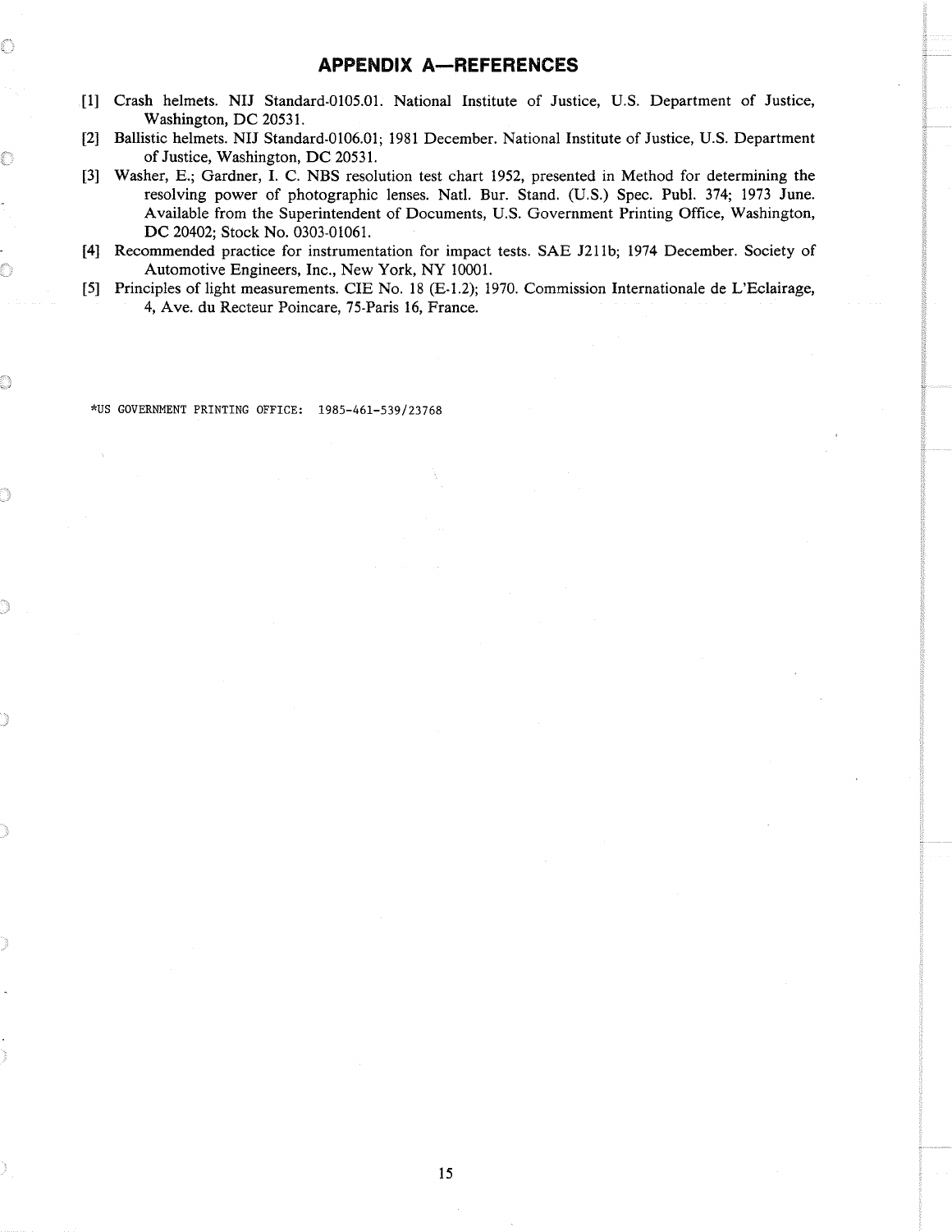## APPENDIX A—REFERENCES

[1] Crash helmets. NIJ Standard-0105.01. National Institute of Justice, U.S. Department of Justice, Washington, DC 20531.

[2] Ballistic helmets. NIJ Standard-0106.01; 1981 December. National Institute of Justice, U.S. Department of Justice, Washington, DC 20531.

[3] Washer, E.; Gardner, I. C. NBS resolution test chart 1952, presented in Method for determining the resolving power of photographic lenses. Natl. Bur. Stand. (U.S.) Spec. Publ. 374; 1973 June. Available from the Superintendent of Documents, U.S. Government Printing Office, Washington, DC 20402; Stock No. 0303-01061.

[4] Recommended practice for instrumentation for impact tests. SAE J211b; 1974 December. Society of Automotive Engineers, Inc., New York, NY 10001.

[5] Principles of light measurements. CIE No. 18 (E-1.2); 1970. Commission Internationale de L'Eclairage, 4, Ave. du Recteur Poincare, 75-Paris 16, France.

*US GOVERNMENT PRINTING OFFICE: 1985-461-539/23768